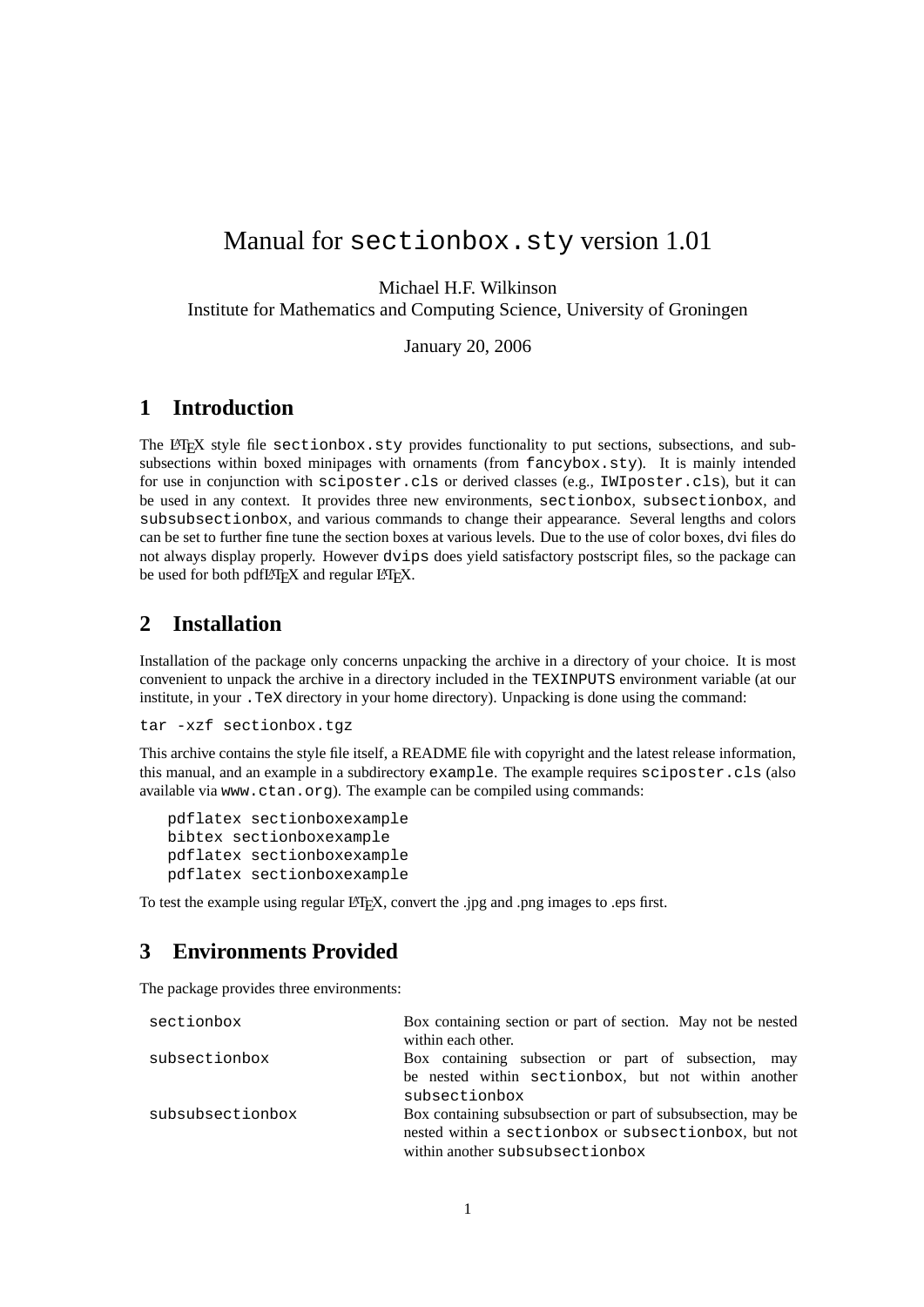# Manual for `sectionbox.sty` version 1.01

Michael H.F. Wilkinson
Institute for Mathematics and Computing Science, University of Groningen

January 20, 2006

## 1 Introduction

The LaTeX style file `sectionbox.sty` provides functionality to put sections, subsections, and subsubsections within boxed minipages with ornaments (from `fancybox.sty`). It is mainly intended for use in conjunction with `sciposter.cls` or derived classes (e.g., `IWIposter.cls`), but it can be used in any context. It provides three new environments, `sectionbox`, `subsectionbox`, and `subsubsectionbox`, and various commands to change their appearance. Several lengths and colors can be set to further fine tune the section boxes at various levels. Due to the use of color boxes, dvi files do not always display properly. However `dvips` does yield satisfactory postscript files, so the package can be used for both pdfLaTeX and regular LaTeX.

## 2 Installation

Installation of the package only concerns unpacking the archive in a directory of your choice. It is most convenient to unpack the archive in a directory included in the `TEXINPUTS` environment variable (at our institute, in your `.TeX` directory in your home directory). Unpacking is done using the command:

```
tar -xzf sectionbox.tgz
```

This archive contains the style file itself, a README file with copyright and the latest release information, this manual, and an example in a subdirectory `example`. The example requires `sciposter.cls` (also available via `www.ctan.org`). The example can be compiled using commands:

```
pdflatex sectionboxexample
bibtex sectionboxexample
pdflatex sectionboxexample
pdflatex sectionboxexample
```

To test the example using regular LaTeX, convert the .jpg and .png images to .eps first.

## 3 Environments Provided

The package provides three environments:

| | |
|---|---|
| `sectionbox` | Box containing section or part of section. May not be nested within each other. |
| `subsectionbox` | Box containing subsection or part of subsection, may be nested within `sectionbox`, but not within another `subsectionbox` |
| `subsubsectionbox` | Box containing subsubsection or part of subsubsection, may be nested within a `sectionbox` or `subsectionbox`, but not within another `subsubsectionbox` |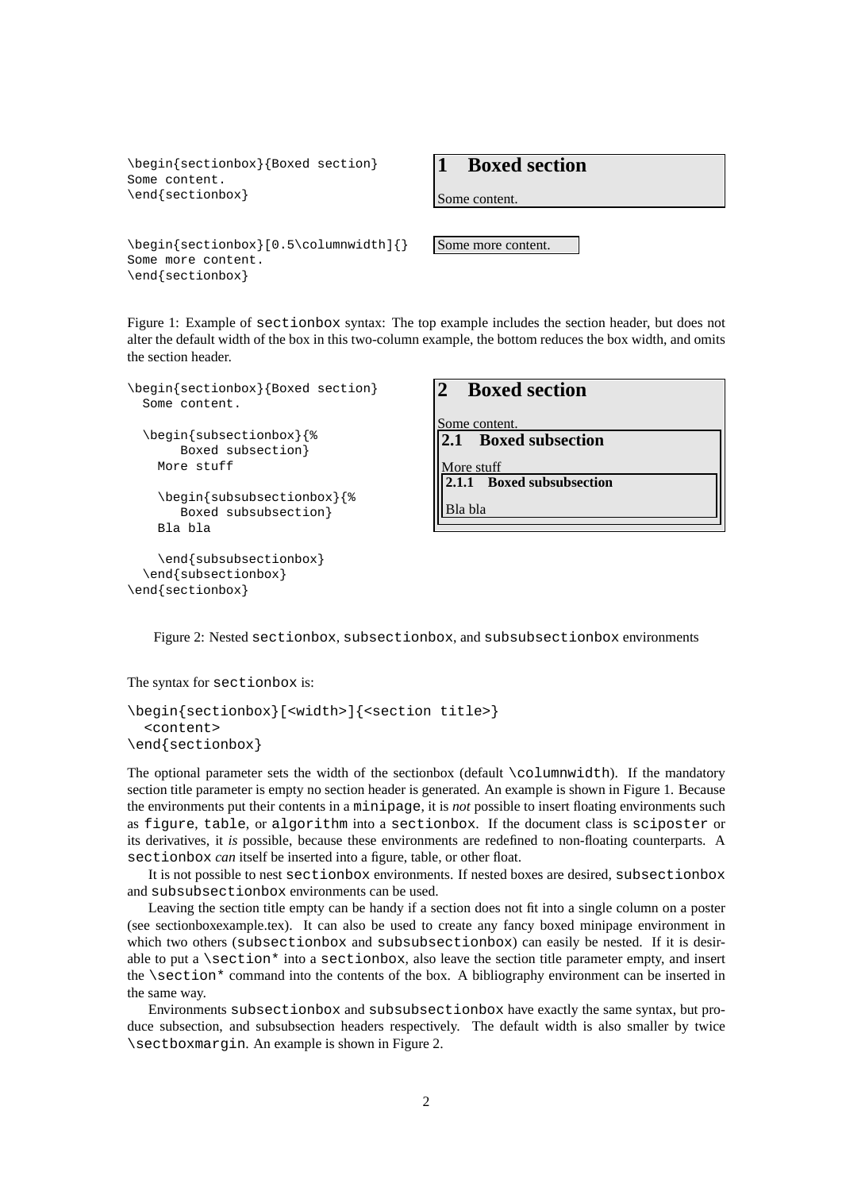```
\begin{sectionbox}{Boxed section}
Some content.
\end{sectionbox}
```

**1 Boxed section**

Some content.

```
\begin{sectionbox}[0.5\columnwidth]{}
Some more content.
\end{sectionbox}
```

Some more content.

Figure 1: Example of `sectionbox` syntax: The top example includes the section header, but does not alter the default width of the box in this two-column example, the bottom reduces the box width, and omits the section header.

```
\begin{sectionbox}{Boxed section}
  Some content.

  \begin{subsectionbox}{%
      Boxed subsection}
    More stuff

    \begin{subsubsectionbox}{%
       Boxed subsubsection}
    Bla bla

    \end{subsubsectionbox}
  \end{subsectionbox}
\end{sectionbox}
```

**2 Boxed section**

Some content.

**2.1 Boxed subsection**

More stuff

**2.1.1 Boxed subsubsection**

Bla bla

Figure 2: Nested `sectionbox`, `subsectionbox`, and `subsubsectionbox` environments

The syntax for `sectionbox` is:

```
\begin{sectionbox}[<width>]{<section title>}
  <content>
\end{sectionbox}
```

The optional parameter sets the width of the sectionbox (default `\columnwidth`). If the mandatory section title parameter is empty no section header is generated. An example is shown in Figure 1. Because the environments put their contents in a `minipage`, it is *not* possible to insert floating environments such as `figure`, `table`, or `algorithm` into a `sectionbox`. If the document class is `sciposter` or its derivatives, it *is* possible, because these environments are redefined to non-floating counterparts. A `sectionbox` *can* itself be inserted into a figure, table, or other float.

It is not possible to nest `sectionbox` environments. If nested boxes are desired, `subsectionbox` and `subsubsectionbox` environments can be used.

Leaving the section title empty can be handy if a section does not fit into a single column on a poster (see sectionboxexample.tex). It can also be used to create any fancy boxed minipage environment in which two others (`subsectionbox` and `subsubsectionbox`) can easily be nested. If it is desirable to put a `\section*` into a `sectionbox`, also leave the section title parameter empty, and insert the `\section*` command into the contents of the box. A bibliography environment can be inserted in the same way.

Environments `subsectionbox` and `subsubsectionbox` have exactly the same syntax, but produce subsection, and subsubsection headers respectively. The default width is also smaller by twice `\sectboxmargin`. An example is shown in Figure 2.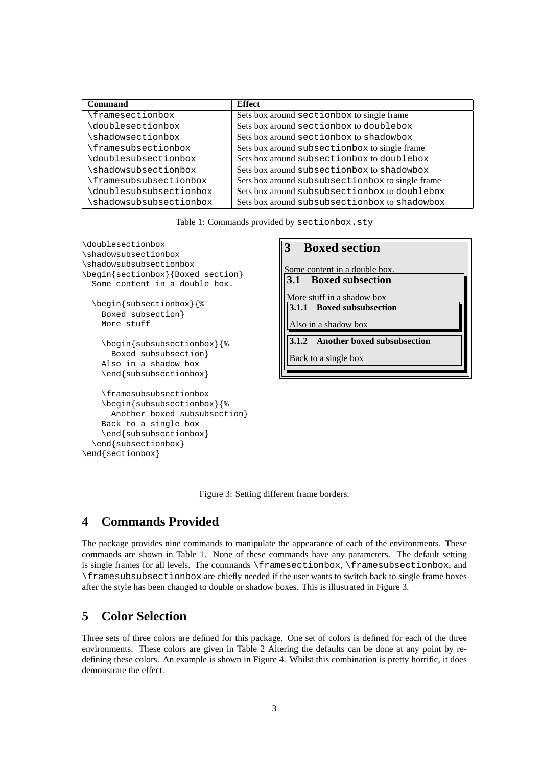| Command | Effect |
| --- | --- |
| `\framesectionbox` | Sets box around `sectionbox` to single frame |
| `\doublesectionbox` | Sets box around `sectionbox` to `doublebox` |
| `\shadowsectionbox` | Sets box around `sectionbox` to `shadowbox` |
| `\framesubsectionbox` | Sets box around `subsectionbox` to single frame |
| `\doublesubsectionbox` | Sets box around `subsectionbox` to `doublebox` |
| `\shadowsubsectionbox` | Sets box around `subsectionbox` to `shadowbox` |
| `\framesubsubsectionbox` | Sets box around `subsubsectionbox` to single frame |
| `\doublesubsubsectionbox` | Sets box around `subsubsectionbox` to `doublebox` |
| `\shadowsubsubsectionbox` | Sets box around `subsubsectionbox` to `shadowbox` |

Table 1: Commands provided by `sectionbox.sty`

```
\doublesectionbox
\shadowsubsectionbox
\shadowsubsubsectionbox
\begin{sectionbox}{Boxed section}
  Some content in a double box.

  \begin{subsectionbox}{%
    Boxed subsection}
    More stuff

    \begin{subsubsectionbox}{%
      Boxed subsubsection}
    Also in a shadow box
    \end{subsubsectionbox}

    \framesubsubsectionbox
    \begin{subsubsectionbox}{%
      Another boxed subsubsection}
    Back to a single box
    \end{subsubsectionbox}
  \end{subsectionbox}
\end{sectionbox}
```

**3 Boxed section**

Some content in a double box.

**3.1 Boxed subsection**

More stuff in a shadow box

**3.1.1 Boxed subsubsection**

Also in a shadow box

**3.1.2 Another boxed subsubsection**

Back to a single box

Figure 3: Setting different frame borders.

# 4 Commands Provided

The package provides nine commands to manipulate the appearance of each of the environments. These commands are shown in Table 1. None of these commands have any parameters. The default setting is single frames for all levels. The commands `\framesectionbox`, `\framesubsectionbox`, and `\framesubsubsectionbox` are chiefly needed if the user wants to switch back to single frame boxes after the style has been changed to double or shadow boxes. This is illustrated in Figure 3.

# 5 Color Selection

Three sets of three colors are defined for this package. One set of colors is defined for each of the three environments. These colors are given in Table 2 Altering the defaults can be done at any point by re-defining these colors. An example is shown in Figure 4. Whilst this combination is pretty horrific, it does demonstrate the effect.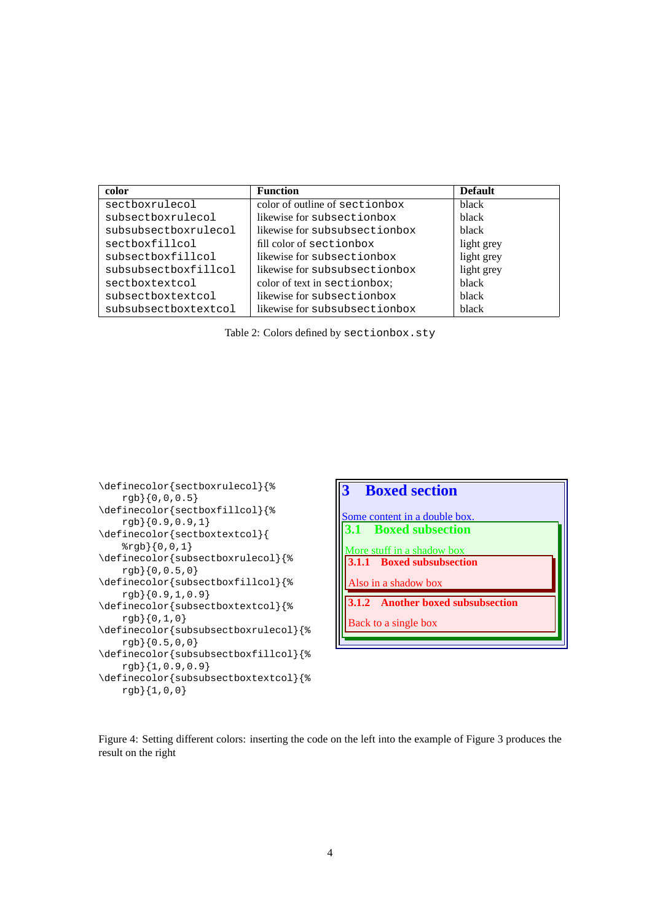| color | Function | Default |
|---|---|---|
| `sectboxrulecol` | color of outline of `sectionbox` | black |
| `subsectboxrulecol` | likewise for `subsectionbox` | black |
| `subsubsectboxrulecol` | likewise for `subsubsectionbox` | black |
| `sectboxfillcol` | fill color of `sectionbox` | light grey |
| `subsectboxfillcol` | likewise for `subsectionbox` | light grey |
| `subsubsectboxfillcol` | likewise for `subsubsectionbox` | light grey |
| `sectboxtextcol` | color of text in `sectionbox`; | black |
| `subsectboxtextcol` | likewise for `subsectionbox` | black |
| `subsubsectboxtextcol` | likewise for `subsubsectionbox` | black |

Table 2: Colors defined by `sectionbox.sty`

```
\definecolor{sectboxrulecol}{%
    rgb}{0,0,0.5}
\definecolor{sectboxfillcol}{%
    rgb}{0.9,0.9,1}
\definecolor{sectboxtextcol}{
    %rgb}{0,0,1}
\definecolor{subsectboxrulecol}{%
    rgb}{0,0.5,0}
\definecolor{subsectboxfillcol}{%
    rgb}{0.9,1,0.9}
\definecolor{subsectboxtextcol}{%
    rgb}{0,1,0}
\definecolor{subsubsectboxrulecol}{%
    rgb}{0.5,0,0}
\definecolor{subsubsectboxfillcol}{%
    rgb}{1,0.9,0.9}
\definecolor{subsubsectboxtextcol}{%
    rgb}{1,0,0}
```

**3 Boxed section**

Some content in a double box.

**3.1 Boxed subsection**

More stuff in a shadow box

**3.1.1 Boxed subsubsection**

Also in a shadow box

**3.1.2 Another boxed subsubsection**

Back to a single box

Figure 4: Setting different colors: inserting the code on the left into the example of Figure 3 produces the result on the right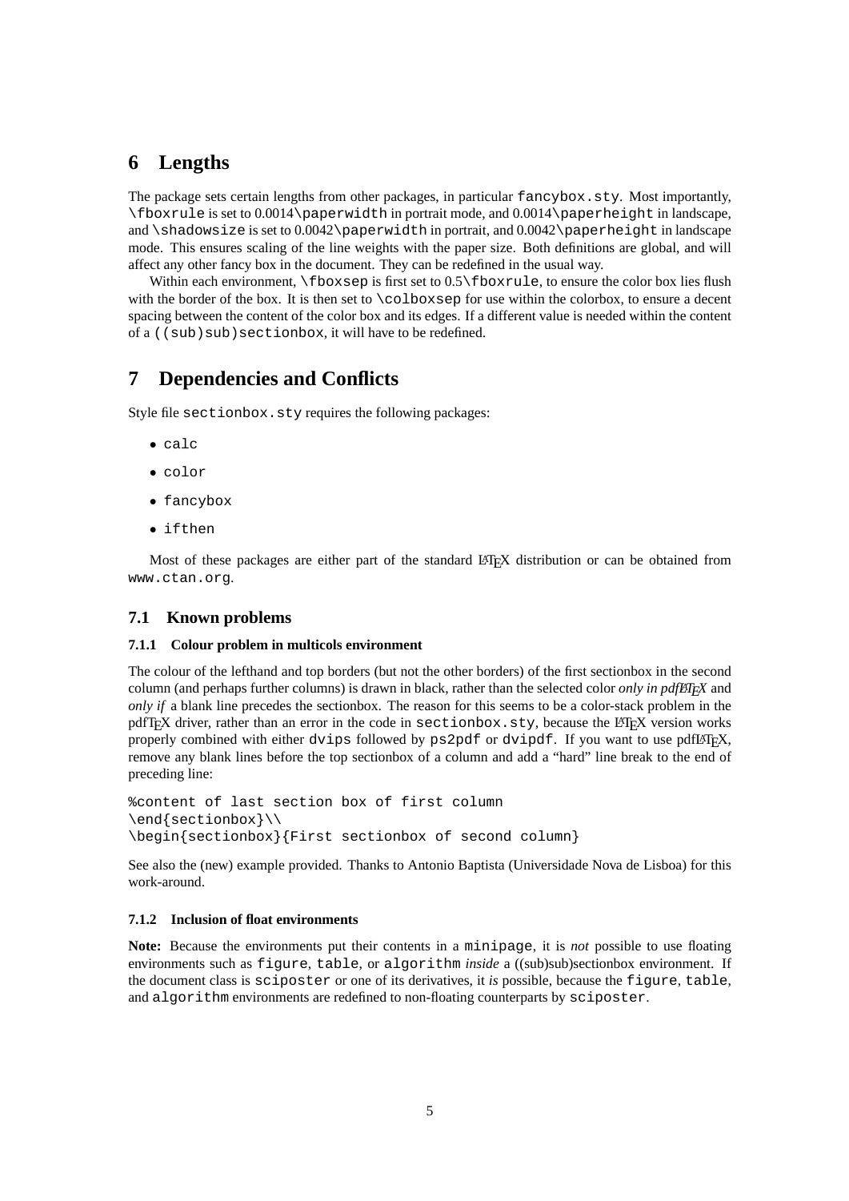# 6 Lengths

The package sets certain lengths from other packages, in particular `fancybox.sty`. Most importantly, `\fboxrule` is set to 0.0014`\paperwidth` in portrait mode, and 0.0014`\paperheight` in landscape, and `\shadowsize` is set to 0.0042`\paperwidth` in portrait, and 0.0042`\paperheight` in landscape mode. This ensures scaling of the line weights with the paper size. Both definitions are global, and will affect any other fancy box in the document. They can be redefined in the usual way.

Within each environment, `\fboxsep` is first set to 0.5`\fboxrule`, to ensure the color box lies flush with the border of the box. It is then set to `\colboxsep` for use within the colorbox, to ensure a decent spacing between the content of the color box and its edges. If a different value is needed within the content of a `((sub)sub)sectionbox`, it will have to be redefined.

# 7 Dependencies and Conflicts

Style file `sectionbox.sty` requires the following packages:

- `calc`
- `color`
- `fancybox`
- `ifthen`

Most of these packages are either part of the standard LaTeX distribution or can be obtained from `www.ctan.org`.

## 7.1 Known problems

### 7.1.1 Colour problem in multicols environment

The colour of the lefthand and top borders (but not the other borders) of the first sectionbox in the second column (and perhaps further columns) is drawn in black, rather than the selected color *only in pdfLaTeX* and *only if* a blank line precedes the sectionbox. The reason for this seems to be a color-stack problem in the pdfTeX driver, rather than an error in the code in `sectionbox.sty`, because the LaTeX version works properly combined with either `dvips` followed by `ps2pdf` or `dvipdf`. If you want to use pdfLaTeX, remove any blank lines before the top sectionbox of a column and add a "hard" line break to the end of preceding line:

```
%content of last section box of first column
\end{sectionbox}\\
\begin{sectionbox}{First sectionbox of second column}
```

See also the (new) example provided. Thanks to Antonio Baptista (Universidade Nova de Lisboa) for this work-around.

### 7.1.2 Inclusion of float environments

**Note:** Because the environments put their contents in a `minipage`, it is *not* possible to use floating environments such as `figure`, `table`, or `algorithm` *inside* a ((sub)sub)sectionbox environment. If the document class is `sciposter` or one of its derivatives, it *is* possible, because the `figure`, `table`, and `algorithm` environments are redefined to non-floating counterparts by `sciposter`.